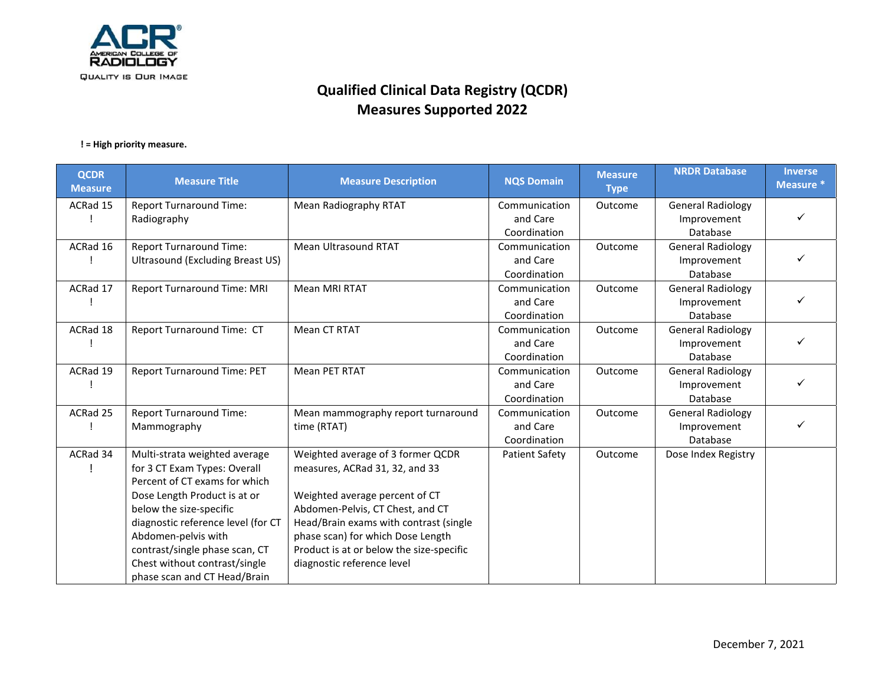# Qualified Clinical Data Registry (QCDR)
# Measures Supported 2022

**! = High priority measure.**

| QCDR Measure | Measure Title | Measure Description | NQS Domain | Measure Type | NRDR Database | Inverse Measure * |
|---|---|---|---|---|---|---|
| ACRad 15 ! | Report Turnaround Time: Radiography | Mean Radiography RTAT | Communication and Care Coordination | Outcome | General Radiology Improvement Database | ✓ |
| ACRad 16 ! | Report Turnaround Time: Ultrasound (Excluding Breast US) | Mean Ultrasound RTAT | Communication and Care Coordination | Outcome | General Radiology Improvement Database | ✓ |
| ACRad 17 ! | Report Turnaround Time: MRI | Mean MRI RTAT | Communication and Care Coordination | Outcome | General Radiology Improvement Database | ✓ |
| ACRad 18 ! | Report Turnaround Time: CT | Mean CT RTAT | Communication and Care Coordination | Outcome | General Radiology Improvement Database | ✓ |
| ACRad 19 ! | Report Turnaround Time: PET | Mean PET RTAT | Communication and Care Coordination | Outcome | General Radiology Improvement Database | ✓ |
| ACRad 25 ! | Report Turnaround Time: Mammography | Mean mammography report turnaround time (RTAT) | Communication and Care Coordination | Outcome | General Radiology Improvement Database | ✓ |
| ACRad 34 ! | Multi-strata weighted average for 3 CT Exam Types: Overall Percent of CT exams for which Dose Length Product is at or below the size-specific diagnostic reference level (for CT Abdomen-pelvis with contrast/single phase scan, CT Chest without contrast/single phase scan and CT Head/Brain | Weighted average of 3 former QCDR measures, ACRad 31, 32, and 33<br><br>Weighted average percent of CT Abdomen-Pelvis, CT Chest, and CT Head/Brain exams with contrast (single phase scan) for which Dose Length Product is at or below the size-specific diagnostic reference level | Patient Safety | Outcome | Dose Index Registry | |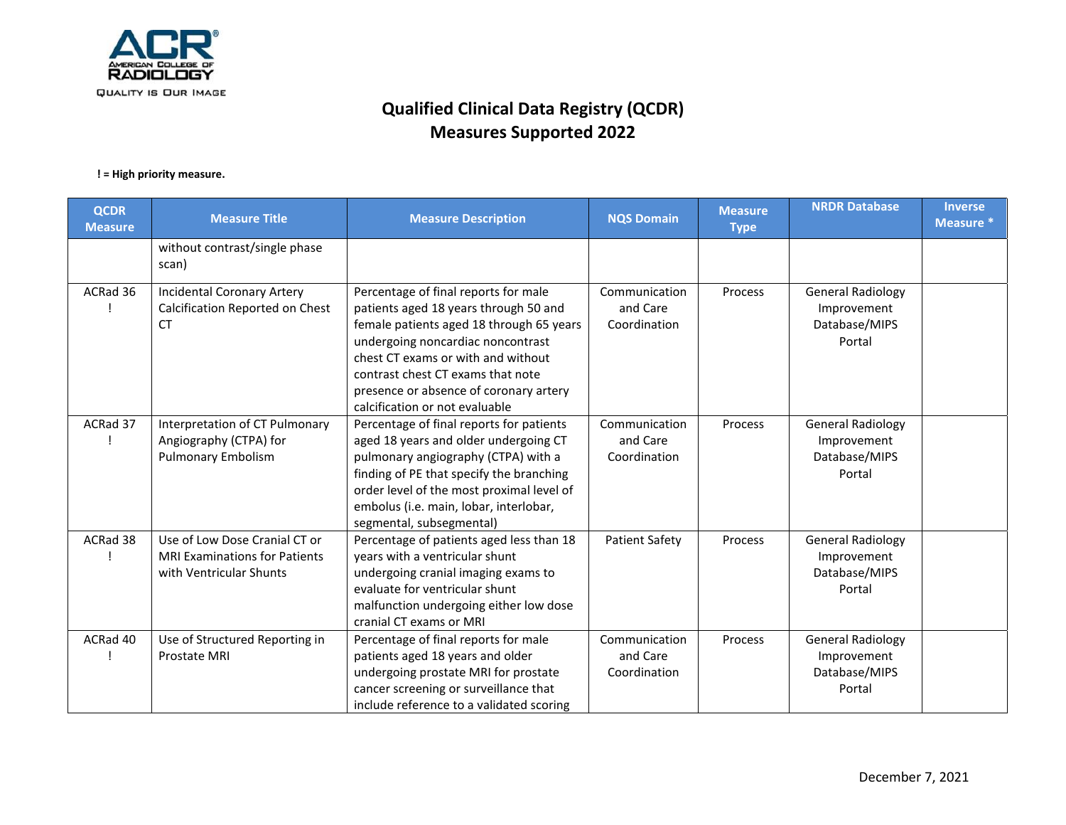# Qualified Clinical Data Registry (QCDR) Measures Supported 2022

**! = High priority measure.**

| QCDR Measure | Measure Title | Measure Description | NQS Domain | Measure Type | NRDR Database | Inverse Measure * |
|---|---|---|---|---|---|---|
| | without contrast/single phase scan) | | | | | |
| ACRad 36 ! | Incidental Coronary Artery Calcification Reported on Chest CT | Percentage of final reports for male patients aged 18 years through 50 and female patients aged 18 through 65 years undergoing noncardiac noncontrast chest CT exams or with and without contrast chest CT exams that note presence or absence of coronary artery calcification or not evaluable | Communication and Care Coordination | Process | General Radiology Improvement Database/MIPS Portal | |
| ACRad 37 ! | Interpretation of CT Pulmonary Angiography (CTPA) for Pulmonary Embolism | Percentage of final reports for patients aged 18 years and older undergoing CT pulmonary angiography (CTPA) with a finding of PE that specify the branching order level of the most proximal level of embolus (i.e. main, lobar, interlobar, segmental, subsegmental) | Communication and Care Coordination | Process | General Radiology Improvement Database/MIPS Portal | |
| ACRad 38 ! | Use of Low Dose Cranial CT or MRI Examinations for Patients with Ventricular Shunts | Percentage of patients aged less than 18 years with a ventricular shunt undergoing cranial imaging exams to evaluate for ventricular shunt malfunction undergoing either low dose cranial CT exams or MRI | Patient Safety | Process | General Radiology Improvement Database/MIPS Portal | |
| ACRad 40 ! | Use of Structured Reporting in Prostate MRI | Percentage of final reports for male patients aged 18 years and older undergoing prostate MRI for prostate cancer screening or surveillance that include reference to a validated scoring | Communication and Care Coordination | Process | General Radiology Improvement Database/MIPS Portal | |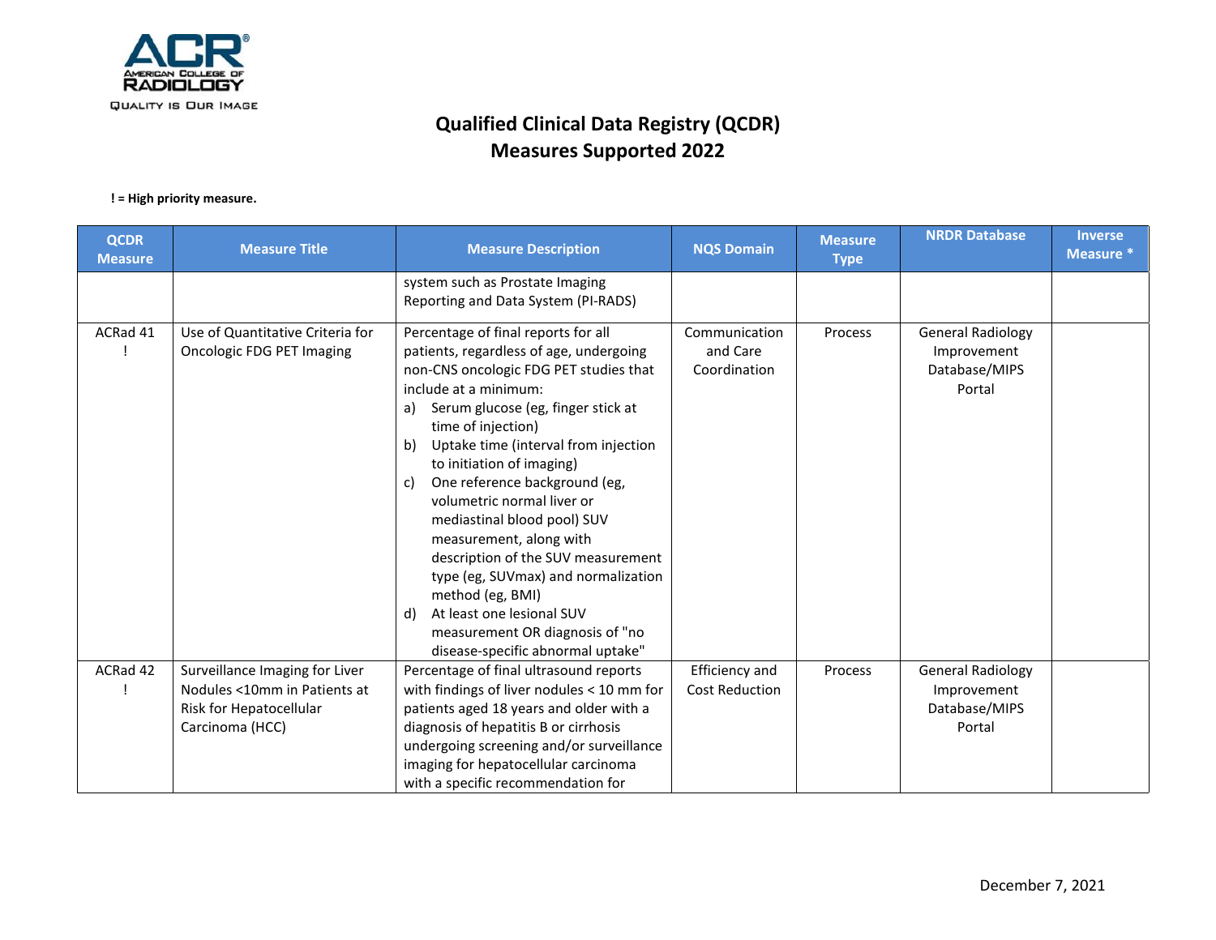# Qualified Clinical Data Registry (QCDR)
# Measures Supported 2022

**! = High priority measure.**

| QCDR Measure | Measure Title | Measure Description | NQS Domain | Measure Type | NRDR Database | Inverse Measure * |
|---|---|---|---|---|---|---|
| | | system such as Prostate Imaging Reporting and Data System (PI-RADS) | | | | |
| ACRad 41 ! | Use of Quantitative Criteria for Oncologic FDG PET Imaging | Percentage of final reports for all patients, regardless of age, undergoing non-CNS oncologic FDG PET studies that include at a minimum: a) Serum glucose (eg, finger stick at time of injection) b) Uptake time (interval from injection to initiation of imaging) c) One reference background (eg, volumetric normal liver or mediastinal blood pool) SUV measurement, along with description of the SUV measurement type (eg, SUVmax) and normalization method (eg, BMI) d) At least one lesional SUV measurement OR diagnosis of "no disease-specific abnormal uptake" | Communication and Care Coordination | Process | General Radiology Improvement Database/MIPS Portal | |
| ACRad 42 ! | Surveillance Imaging for Liver Nodules <10mm in Patients at Risk for Hepatocellular Carcinoma (HCC) | Percentage of final ultrasound reports with findings of liver nodules < 10 mm for patients aged 18 years and older with a diagnosis of hepatitis B or cirrhosis undergoing screening and/or surveillance imaging for hepatocellular carcinoma with a specific recommendation for | Efficiency and Cost Reduction | Process | General Radiology Improvement Database/MIPS Portal | |

December 7, 2021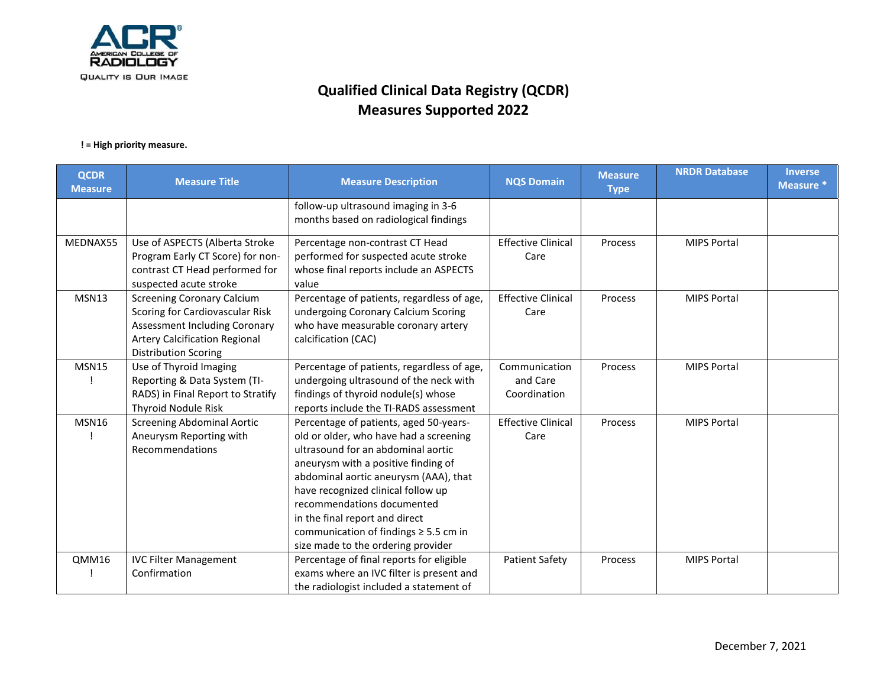# Qualified Clinical Data Registry (QCDR) Measures Supported 2022

**! = High priority measure.**

| QCDR Measure | Measure Title | Measure Description | NQS Domain | Measure Type | NRDR Database | Inverse Measure * |
|---|---|---|---|---|---|---|
| | | follow-up ultrasound imaging in 3-6 months based on radiological findings | | | | |
| MEDNAX55 | Use of ASPECTS (Alberta Stroke Program Early CT Score) for non-contrast CT Head performed for suspected acute stroke | Percentage non-contrast CT Head performed for suspected acute stroke whose final reports include an ASPECTS value | Effective Clinical Care | Process | MIPS Portal | |
| MSN13 | Screening Coronary Calcium Scoring for Cardiovascular Risk Assessment Including Coronary Artery Calcification Regional Distribution Scoring | Percentage of patients, regardless of age, undergoing Coronary Calcium Scoring who have measurable coronary artery calcification (CAC) | Effective Clinical Care | Process | MIPS Portal | |
| MSN15 ! | Use of Thyroid Imaging Reporting & Data System (TI-RADS) in Final Report to Stratify Thyroid Nodule Risk | Percentage of patients, regardless of age, undergoing ultrasound of the neck with findings of thyroid nodule(s) whose reports include the TI-RADS assessment | Communication and Care Coordination | Process | MIPS Portal | |
| MSN16 ! | Screening Abdominal Aortic Aneurysm Reporting with Recommendations | Percentage of patients, aged 50-years-old or older, who have had a screening ultrasound for an abdominal aortic aneurysm with a positive finding of abdominal aortic aneurysm (AAA), that have recognized clinical follow up recommendations documented in the final report and direct communication of findings ≥ 5.5 cm in size made to the ordering provider | Effective Clinical Care | Process | MIPS Portal | |
| QMM16 ! | IVC Filter Management Confirmation | Percentage of final reports for eligible exams where an IVC filter is present and the radiologist included a statement of | Patient Safety | Process | MIPS Portal | |

December 7, 2021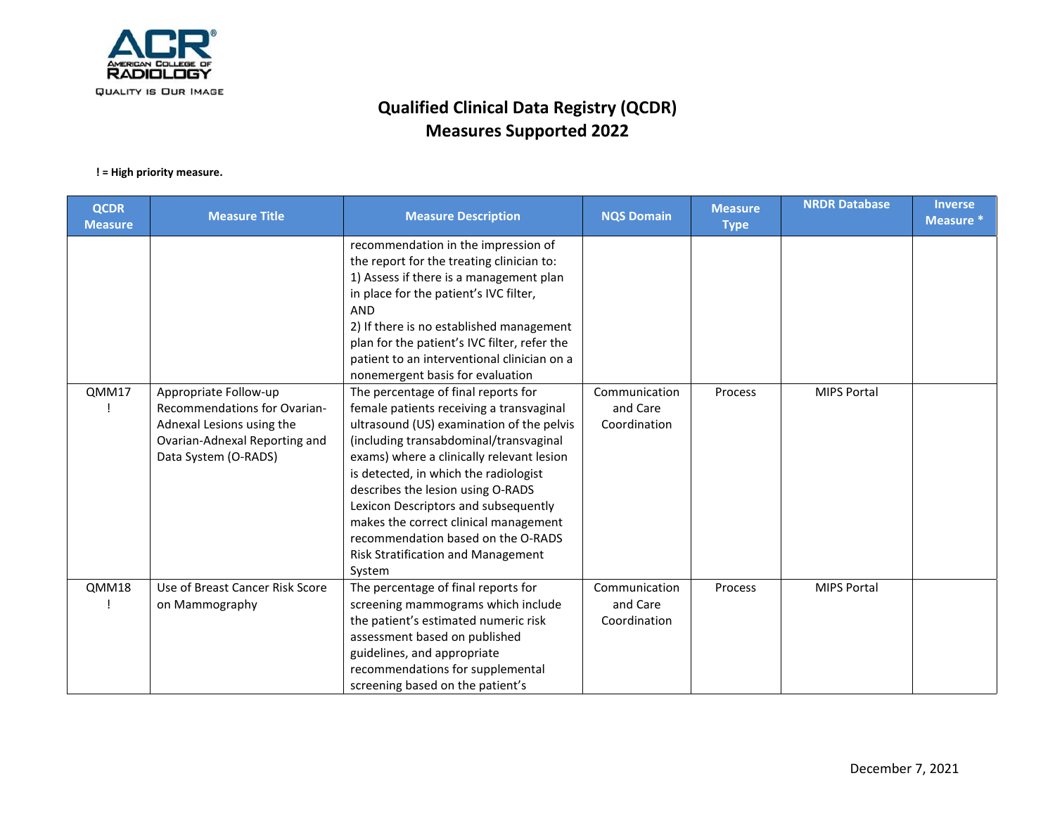# Qualified Clinical Data Registry (QCDR) Measures Supported 2022

**! = High priority measure.**

| QCDR Measure | Measure Title | Measure Description | NQS Domain | Measure Type | NRDR Database | Inverse Measure * |
|---|---|---|---|---|---|---|
| | | recommendation in the impression of the report for the treating clinician to: 1) Assess if there is a management plan in place for the patient's IVC filter, AND 2) If there is no established management plan for the patient's IVC filter, refer the patient to an interventional clinician on a nonemergent basis for evaluation | | | | |
| QMM17 ! | Appropriate Follow-up Recommendations for Ovarian-Adnexal Lesions using the Ovarian-Adnexal Reporting and Data System (O-RADS) | The percentage of final reports for female patients receiving a transvaginal ultrasound (US) examination of the pelvis (including transabdominal/transvaginal exams) where a clinically relevant lesion is detected, in which the radiologist describes the lesion using O-RADS Lexicon Descriptors and subsequently makes the correct clinical management recommendation based on the O-RADS Risk Stratification and Management System | Communication and Care Coordination | Process | MIPS Portal | |
| QMM18 ! | Use of Breast Cancer Risk Score on Mammography | The percentage of final reports for screening mammograms which include the patient's estimated numeric risk assessment based on published guidelines, and appropriate recommendations for supplemental screening based on the patient's | Communication and Care Coordination | Process | MIPS Portal | |

December 7, 2021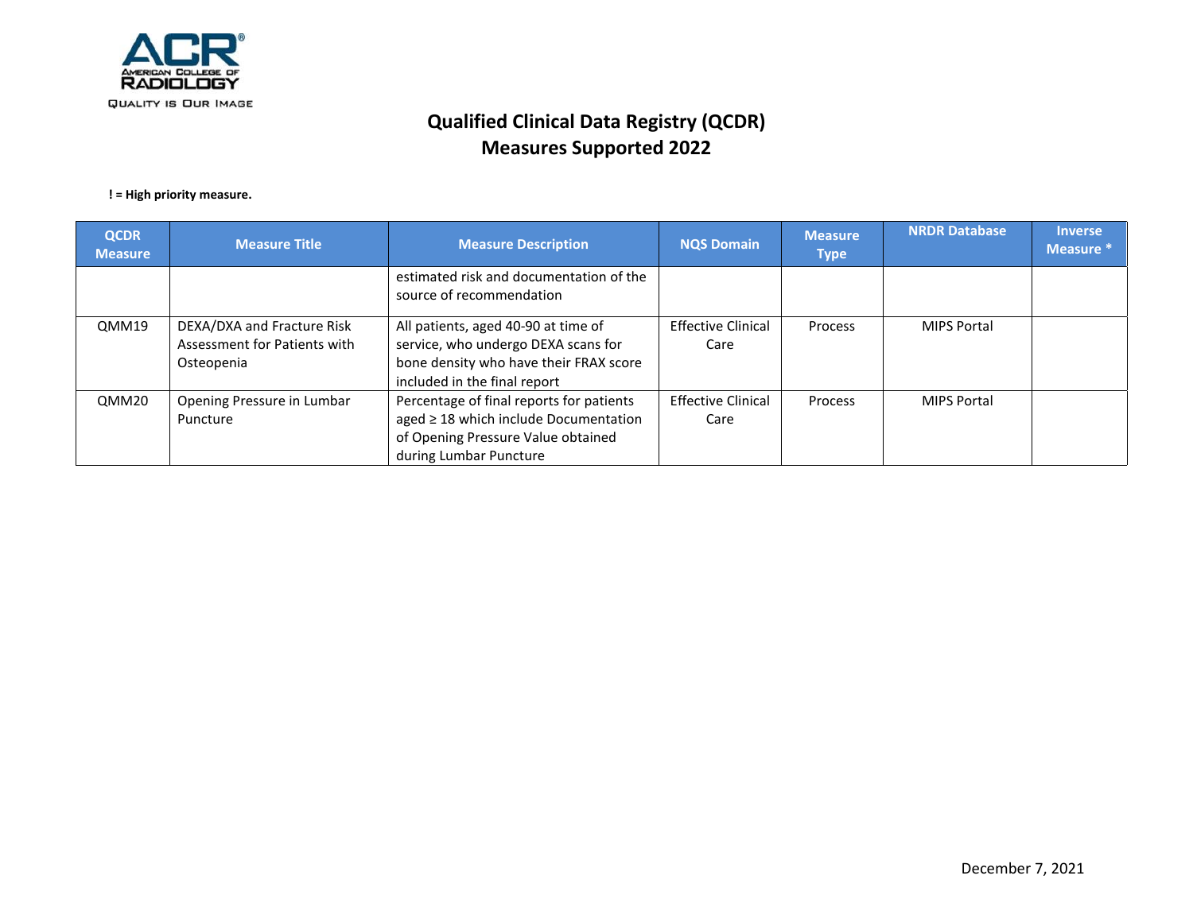# Qualified Clinical Data Registry (QCDR) Measures Supported 2022

**! = High priority measure.**

| QCDR Measure | Measure Title | Measure Description | NQS Domain | Measure Type | NRDR Database | Inverse Measure * |
|---|---|---|---|---|---|---|
| | | estimated risk and documentation of the source of recommendation | | | | |
| QMM19 | DEXA/DXA and Fracture Risk Assessment for Patients with Osteopenia | All patients, aged 40-90 at time of service, who undergo DEXA scans for bone density who have their FRAX score included in the final report | Effective Clinical Care | Process | MIPS Portal | |
| QMM20 | Opening Pressure in Lumbar Puncture | Percentage of final reports for patients aged ≥ 18 which include Documentation of Opening Pressure Value obtained during Lumbar Puncture | Effective Clinical Care | Process | MIPS Portal | |

December 7, 2021